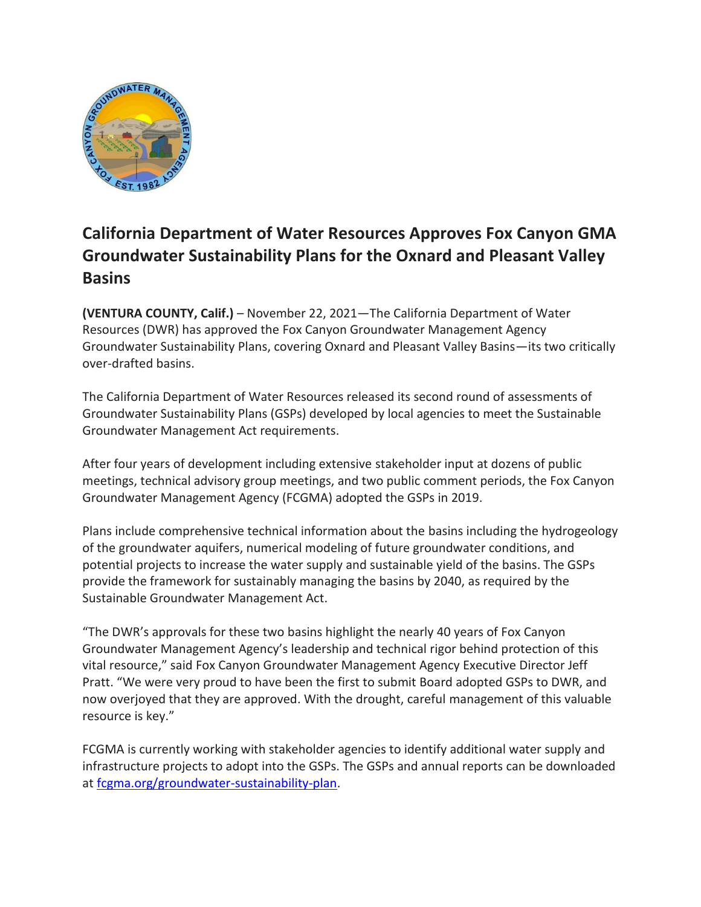# California Department of Water Resources Approves Fox Canyon GMA Groundwater Sustainability Plans for the Oxnard and Pleasant Valley Basins

**(VENTURA COUNTY, Calif.)** – November 22, 2021—The California Department of Water Resources (DWR) has approved the Fox Canyon Groundwater Management Agency Groundwater Sustainability Plans, covering Oxnard and Pleasant Valley Basins—its two critically over-drafted basins.

The California Department of Water Resources released its second round of assessments of Groundwater Sustainability Plans (GSPs) developed by local agencies to meet the Sustainable Groundwater Management Act requirements.

After four years of development including extensive stakeholder input at dozens of public meetings, technical advisory group meetings, and two public comment periods, the Fox Canyon Groundwater Management Agency (FCGMA) adopted the GSPs in 2019.

Plans include comprehensive technical information about the basins including the hydrogeology of the groundwater aquifers, numerical modeling of future groundwater conditions, and potential projects to increase the water supply and sustainable yield of the basins. The GSPs provide the framework for sustainably managing the basins by 2040, as required by the Sustainable Groundwater Management Act.

"The DWR's approvals for these two basins highlight the nearly 40 years of Fox Canyon Groundwater Management Agency's leadership and technical rigor behind protection of this vital resource," said Fox Canyon Groundwater Management Agency Executive Director Jeff Pratt. "We were very proud to have been the first to submit Board adopted GSPs to DWR, and now overjoyed that they are approved. With the drought, careful management of this valuable resource is key."

FCGMA is currently working with stakeholder agencies to identify additional water supply and infrastructure projects to adopt into the GSPs. The GSPs and annual reports can be downloaded at fcgma.org/groundwater-sustainability-plan.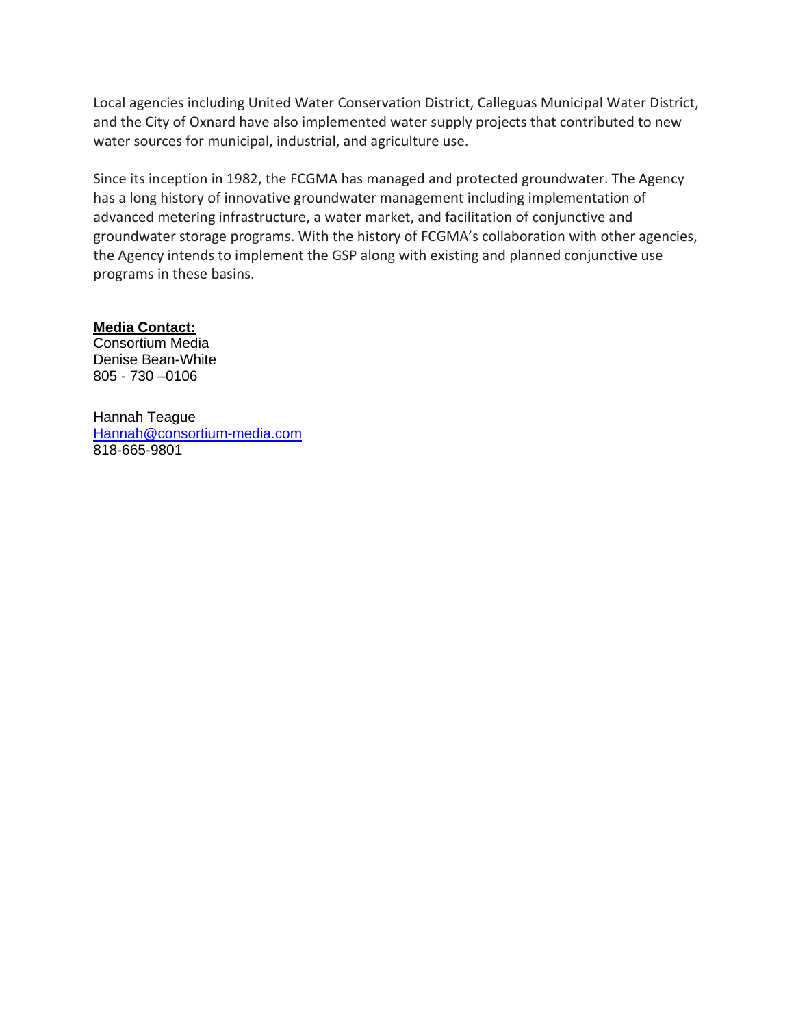Local agencies including United Water Conservation District, Calleguas Municipal Water District, and the City of Oxnard have also implemented water supply projects that contributed to new water sources for municipal, industrial, and agriculture use.

Since its inception in 1982, the FCGMA has managed and protected groundwater. The Agency has a long history of innovative groundwater management including implementation of advanced metering infrastructure, a water market, and facilitation of conjunctive and groundwater storage programs. With the history of FCGMA's collaboration with other agencies, the Agency intends to implement the GSP along with existing and planned conjunctive use programs in these basins.

**Media Contact:**
Consortium Media
Denise Bean-White
805 - 730 –0106

Hannah Teague
Hannah@consortium-media.com
818-665-9801